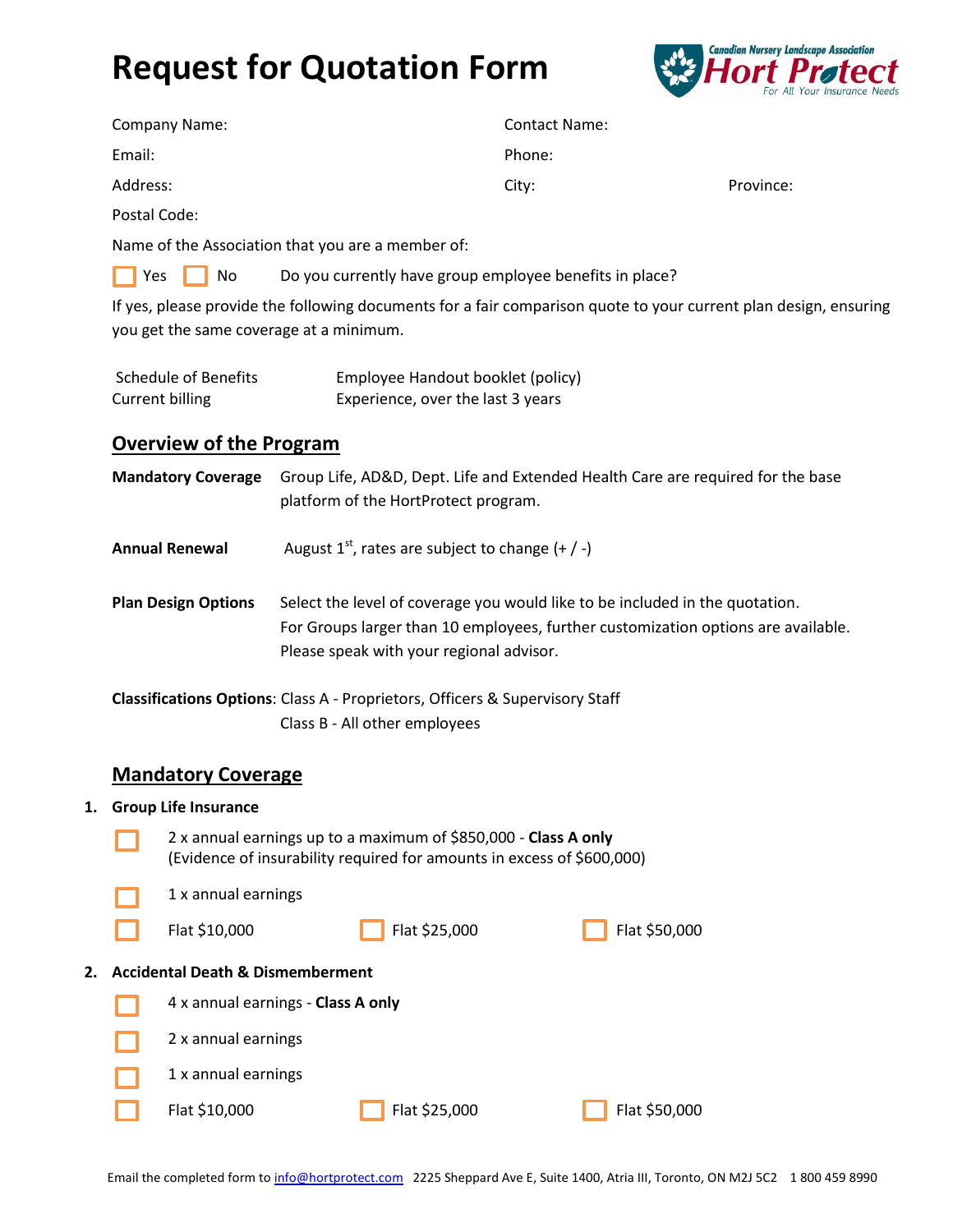# Request for Quotation Form

Company Name: Contact Name:

Email: Phone:

Address: City: Province:

Postal Code:

Name of the Association that you are a member of:

☐ Yes ☐ No Do you currently have group employee benefits in place?

If yes, please provide the following documents for a fair comparison quote to your current plan design, ensuring you get the same coverage at a minimum.

- Schedule of Benefits
- Employee Handout booklet (policy)
- Current billing
- Experience, over the last 3 years

## Overview of the Program

**Mandatory Coverage** Group Life, AD&D, Dept. Life and Extended Health Care are required for the base platform of the HortProtect program.

**Annual Renewal** August 1st, rates are subject to change (+ / -)

**Plan Design Options** Select the level of coverage you would like to be included in the quotation. For Groups larger than 10 employees, further customization options are available. Please speak with your regional advisor.

**Classifications Options**: Class A - Proprietors, Officers & Supervisory Staff
Class B - All other employees

## Mandatory Coverage

1. **Group Life Insurance**

   ☐ 2 x annual earnings up to a maximum of $850,000 - **Class A only**
   (Evidence of insurability required for amounts in excess of $600,000)

   ☐ 1 x annual earnings

   ☐ Flat $10,000 ☐ Flat $25,000 ☐ Flat $50,000

2. **Accidental Death & Dismemberment**

   ☐ 4 x annual earnings - **Class A only**

   ☐ 2 x annual earnings

   ☐ 1 x annual earnings

   ☐ Flat $10,000 ☐ Flat $25,000 ☐ Flat $50,000

Email the completed form to info@hortprotect.com 2225 Sheppard Ave E, Suite 1400, Atria III, Toronto, ON M2J 5C2 1 800 459 8990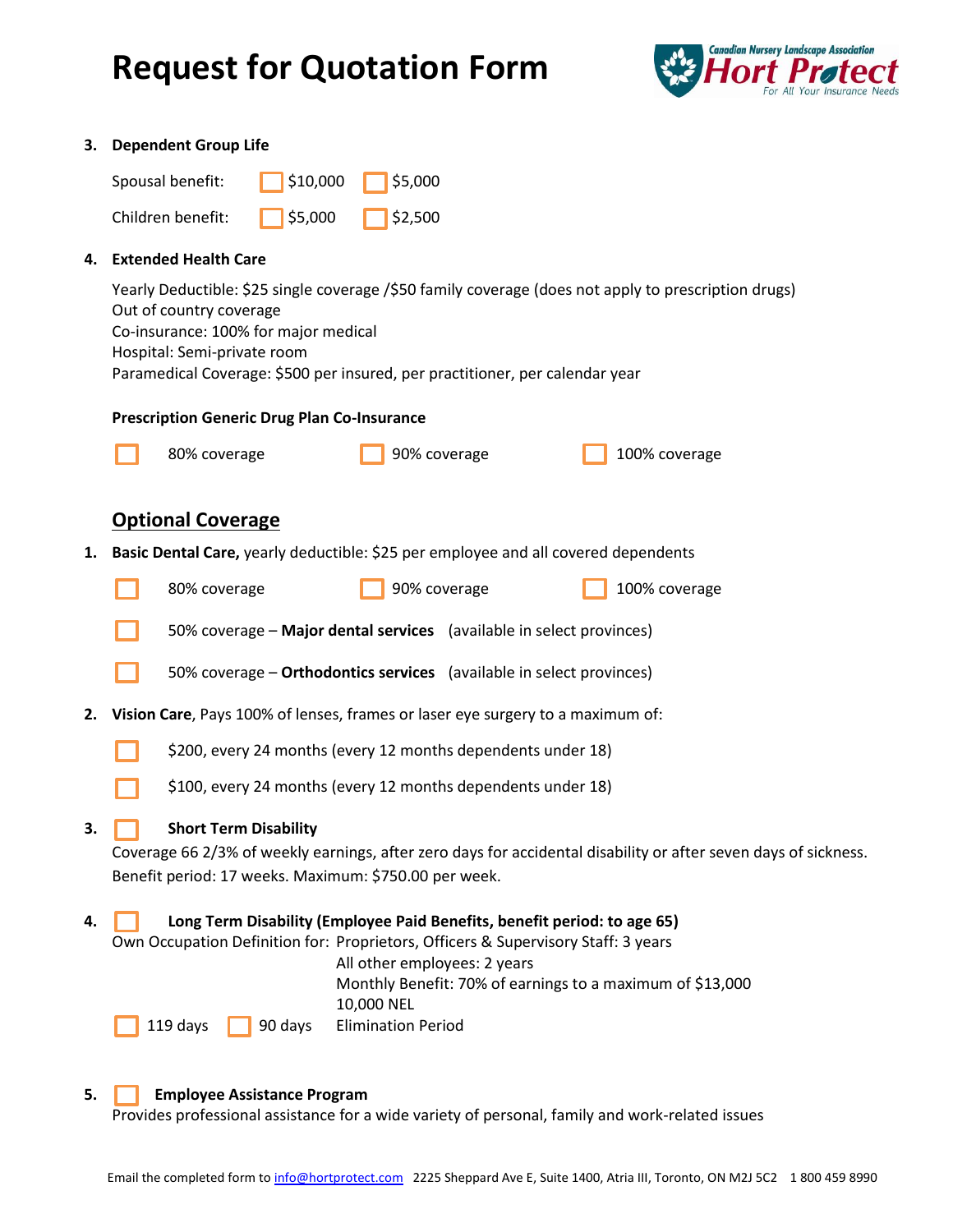# Request for Quotation Form

3. **Dependent Group Life**

   Spousal benefit: ☐ $10,000 ☐ $5,000

   Children benefit: ☐ $5,000 ☐ $2,500

4. **Extended Health Care**

   Yearly Deductible: $25 single coverage /$50 family coverage (does not apply to prescription drugs)
   Out of country coverage
   Co-insurance: 100% for major medical
   Hospital: Semi-private room
   Paramedical Coverage: $500 per insured, per practitioner, per calendar year

   **Prescription Generic Drug Plan Co-Insurance**

   ☐ 80% coverage ☐ 90% coverage ☐ 100% coverage

## Optional Coverage

1. **Basic Dental Care,** yearly deductible: $25 per employee and all covered dependents

   ☐ 80% coverage ☐ 90% coverage ☐ 100% coverage

   ☐ 50% coverage – **Major dental services** (available in select provinces)

   ☐ 50% coverage – **Orthodontics services** (available in select provinces)

2. **Vision Care**, Pays 100% of lenses, frames or laser eye surgery to a maximum of:

   ☐ $200, every 24 months (every 12 months dependents under 18)

   ☐ $100, every 24 months (every 12 months dependents under 18)

3. ☐ **Short Term Disability**
   Coverage 66 2/3% of weekly earnings, after zero days for accidental disability or after seven days of sickness. Benefit period: 17 weeks. Maximum: $750.00 per week.

4. ☐ **Long Term Disability (Employee Paid Benefits, benefit period: to age 65)**
   Own Occupation Definition for: Proprietors, Officers & Supervisory Staff: 3 years
   All other employees: 2 years
   Monthly Benefit: 70% of earnings to a maximum of $13,000
   10,000 NEL
   ☐ 119 days ☐ 90 days Elimination Period

5. ☐ **Employee Assistance Program**
   Provides professional assistance for a wide variety of personal, family and work-related issues

Email the completed form to info@hortprotect.com 2225 Sheppard Ave E, Suite 1400, Atria III, Toronto, ON M2J 5C2 1 800 459 8990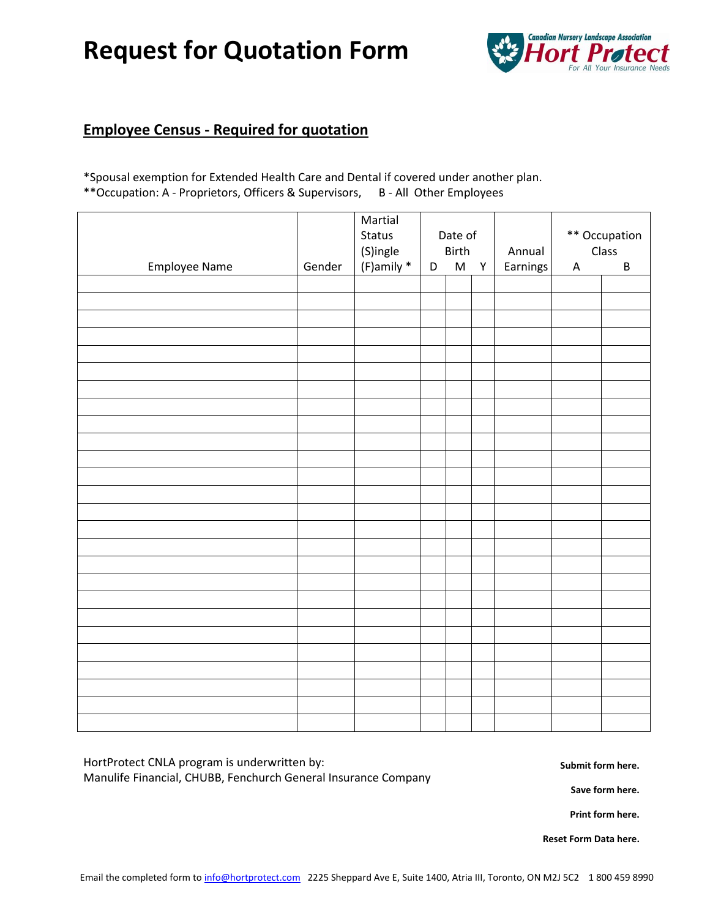# Request for Quotation Form

Canadian Nursery Landscape Association
Hort Protect
For All Your Insurance Needs

## Employee Census - Required for quotation

*Spousal exemption for Extended Health Care and Dental if covered under another plan.
**Occupation: A - Proprietors, Officers & Supervisors,    B - All Other Employees

| Employee Name | Gender | Martial Status (S)ingle (F)amily * | Date of Birth | | | Annual Earnings | ** Occupation Class | |
|---|---|---|---|---|---|---|---|---|
| | | | D | M | Y | | A | B |
| | | | | | | | | |
| | | | | | | | | |
| | | | | | | | | |
| | | | | | | | | |
| | | | | | | | | |
| | | | | | | | | |
| | | | | | | | | |
| | | | | | | | | |
| | | | | | | | | |
| | | | | | | | | |
| | | | | | | | | |
| | | | | | | | | |
| | | | | | | | | |
| | | | | | | | | |
| | | | | | | | | |
| | | | | | | | | |
| | | | | | | | | |
| | | | | | | | | |
| | | | | | | | | |
| | | | | | | | | |
| | | | | | | | | |
| | | | | | | | | |
| | | | | | | | | |
| | | | | | | | | |
| | | | | | | | | |
| | | | | | | | | |

HortProtect CNLA program is underwritten by:
Manulife Financial, CHUBB, Fenchurch General Insurance Company

**Submit form here.**

**Save form here.**

**Print form here.**

**Reset Form Data here.**

Email the completed form to info@hortprotect.com 2225 Sheppard Ave E, Suite 1400, Atria III, Toronto, ON M2J 5C2 1 800 459 8990